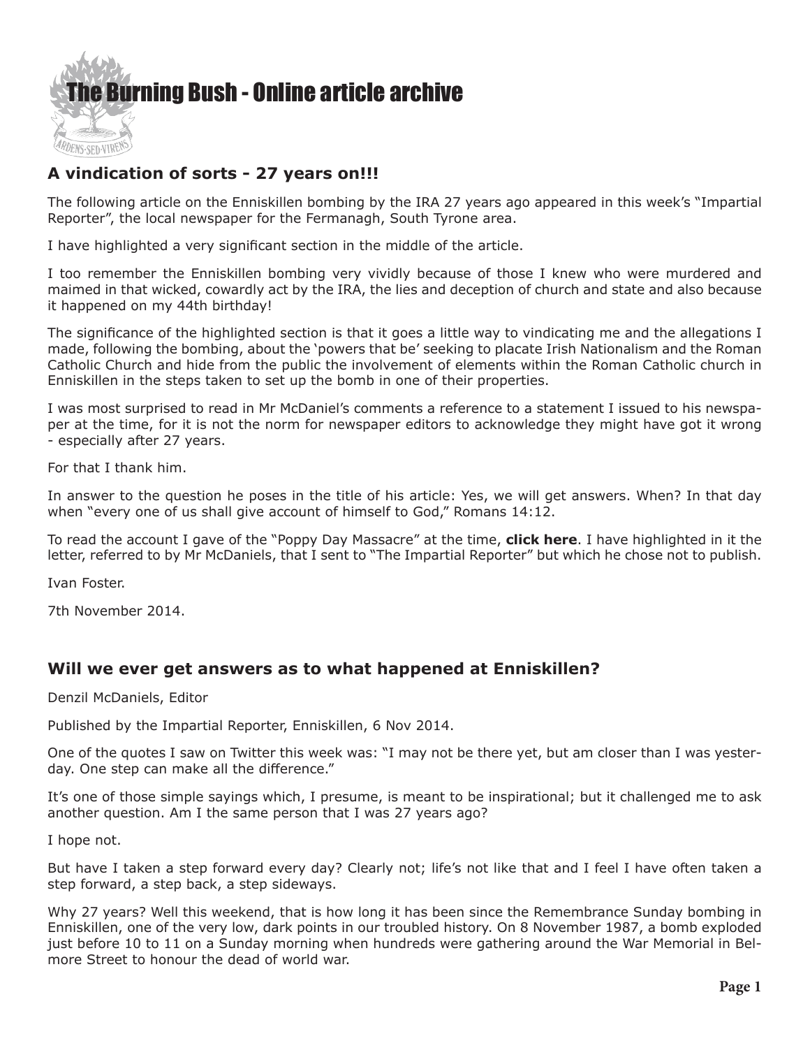# The Burning Bush - Online article archive

## A vindication of sorts - 27 years on!!!

The following article on the Enniskillen bombing by the IRA 27 years ago appeared in this week's "Impartial Reporter", the local newspaper for the Fermanagh, South Tyrone area.

I have highlighted a very significant section in the middle of the article.

I too remember the Enniskillen bombing very vividly because of those I knew who were murdered and maimed in that wicked, cowardly act by the IRA, the lies and deception of church and state and also because it happened on my 44th birthday!

The significance of the highlighted section is that it goes a little way to vindicating me and the allegations I made, following the bombing, about the 'powers that be' seeking to placate Irish Nationalism and the Roman Catholic Church and hide from the public the involvement of elements within the Roman Catholic church in Enniskillen in the steps taken to set up the bomb in one of their properties.

I was most surprised to read in Mr McDaniel's comments a reference to a statement I issued to his newspaper at the time, for it is not the norm for newspaper editors to acknowledge they might have got it wrong - especially after 27 years.

For that I thank him.

In answer to the question he poses in the title of his article: Yes, we will get answers. When? In that day when "every one of us shall give account of himself to God," Romans 14:12.

To read the account I gave of the "Poppy Day Massacre" at the time, **click here**. I have highlighted in it the letter, referred to by Mr McDaniels, that I sent to "The Impartial Reporter" but which he chose not to publish.

Ivan Foster.

7th November 2014.

## Will we ever get answers as to what happened at Enniskillen?

Denzil McDaniels, Editor

Published by the Impartial Reporter, Enniskillen, 6 Nov 2014.

One of the quotes I saw on Twitter this week was: "I may not be there yet, but am closer than I was yesterday. One step can make all the difference."

It's one of those simple sayings which, I presume, is meant to be inspirational; but it challenged me to ask another question. Am I the same person that I was 27 years ago?

I hope not.

But have I taken a step forward every day? Clearly not; life's not like that and I feel I have often taken a step forward, a step back, a step sideways.

Why 27 years? Well this weekend, that is how long it has been since the Remembrance Sunday bombing in Enniskillen, one of the very low, dark points in our troubled history. On 8 November 1987, a bomb exploded just before 10 to 11 on a Sunday morning when hundreds were gathering around the War Memorial in Belmore Street to honour the dead of world war.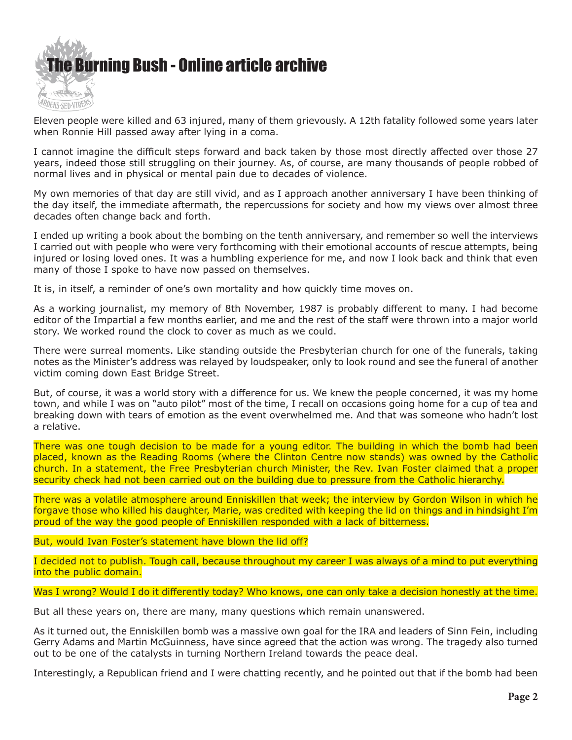Eleven people were killed and 63 injured, many of them grievously. A 12th fatality followed some years later when Ronnie Hill passed away after lying in a coma.

I cannot imagine the difficult steps forward and back taken by those most directly affected over those 27 years, indeed those still struggling on their journey. As, of course, are many thousands of people robbed of normal lives and in physical or mental pain due to decades of violence.

My own memories of that day are still vivid, and as I approach another anniversary I have been thinking of the day itself, the immediate aftermath, the repercussions for society and how my views over almost three decades often change back and forth.

I ended up writing a book about the bombing on the tenth anniversary, and remember so well the interviews I carried out with people who were very forthcoming with their emotional accounts of rescue attempts, being injured or losing loved ones. It was a humbling experience for me, and now I look back and think that even many of those I spoke to have now passed on themselves.

It is, in itself, a reminder of one's own mortality and how quickly time moves on.

As a working journalist, my memory of 8th November, 1987 is probably different to many. I had become editor of the Impartial a few months earlier, and me and the rest of the staff were thrown into a major world story. We worked round the clock to cover as much as we could.

There were surreal moments. Like standing outside the Presbyterian church for one of the funerals, taking notes as the Minister's address was relayed by loudspeaker, only to look round and see the funeral of another victim coming down East Bridge Street.

But, of course, it was a world story with a difference for us. We knew the people concerned, it was my home town, and while I was on "auto pilot" most of the time, I recall on occasions going home for a cup of tea and breaking down with tears of emotion as the event overwhelmed me. And that was someone who hadn't lost a relative.

There was one tough decision to be made for a young editor. The building in which the bomb had been placed, known as the Reading Rooms (where the Clinton Centre now stands) was owned by the Catholic church. In a statement, the Free Presbyterian church Minister, the Rev. Ivan Foster claimed that a proper security check had not been carried out on the building due to pressure from the Catholic hierarchy.

There was a volatile atmosphere around Enniskillen that week; the interview by Gordon Wilson in which he forgave those who killed his daughter, Marie, was credited with keeping the lid on things and in hindsight I'm proud of the way the good people of Enniskillen responded with a lack of bitterness.

But, would Ivan Foster's statement have blown the lid off?

I decided not to publish. Tough call, because throughout my career I was always of a mind to put everything into the public domain.

Was I wrong? Would I do it differently today? Who knows, one can only take a decision honestly at the time.

But all these years on, there are many, many questions which remain unanswered.

As it turned out, the Enniskillen bomb was a massive own goal for the IRA and leaders of Sinn Fein, including Gerry Adams and Martin McGuinness, have since agreed that the action was wrong. The tragedy also turned out to be one of the catalysts in turning Northern Ireland towards the peace deal.

Interestingly, a Republican friend and I were chatting recently, and he pointed out that if the bomb had been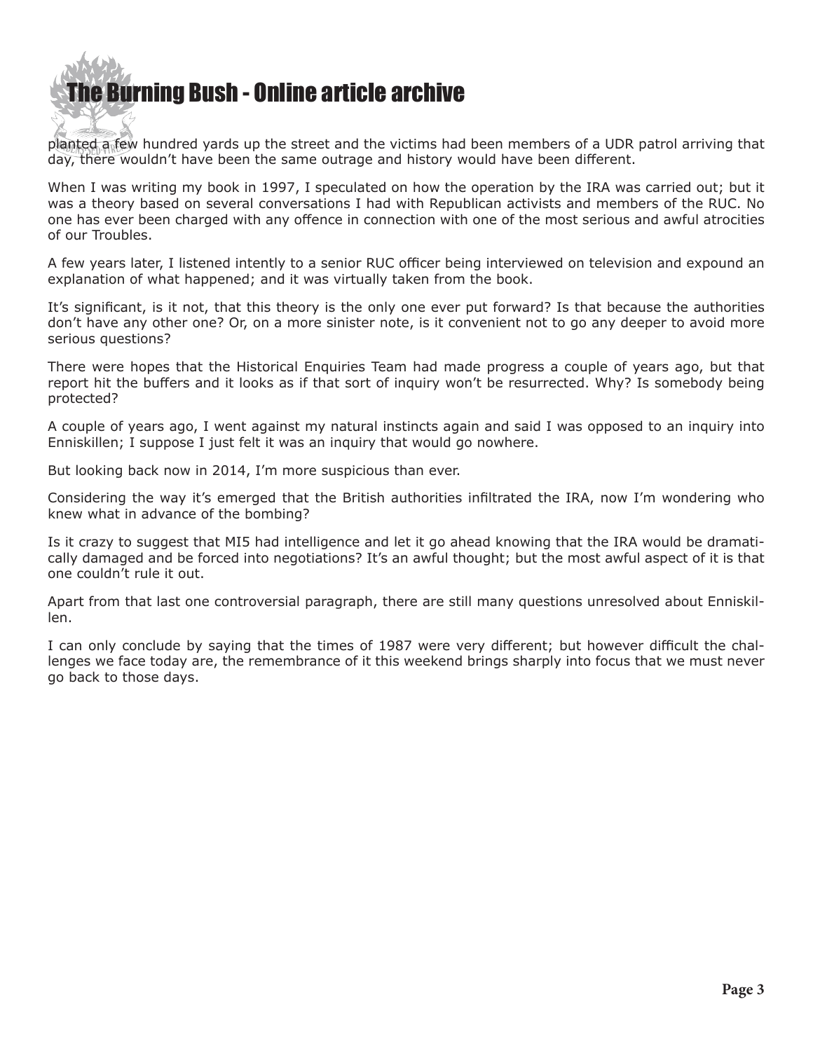planted a few hundred yards up the street and the victims had been members of a UDR patrol arriving that day, there wouldn't have been the same outrage and history would have been different.

When I was writing my book in 1997, I speculated on how the operation by the IRA was carried out; but it was a theory based on several conversations I had with Republican activists and members of the RUC. No one has ever been charged with any offence in connection with one of the most serious and awful atrocities of our Troubles.

A few years later, I listened intently to a senior RUC officer being interviewed on television and expound an explanation of what happened; and it was virtually taken from the book.

It's significant, is it not, that this theory is the only one ever put forward? Is that because the authorities don't have any other one? Or, on a more sinister note, is it convenient not to go any deeper to avoid more serious questions?

There were hopes that the Historical Enquiries Team had made progress a couple of years ago, but that report hit the buffers and it looks as if that sort of inquiry won't be resurrected. Why? Is somebody being protected?

A couple of years ago, I went against my natural instincts again and said I was opposed to an inquiry into Enniskillen; I suppose I just felt it was an inquiry that would go nowhere.

But looking back now in 2014, I'm more suspicious than ever.

Considering the way it's emerged that the British authorities infiltrated the IRA, now I'm wondering who knew what in advance of the bombing?

Is it crazy to suggest that MI5 had intelligence and let it go ahead knowing that the IRA would be dramatically damaged and be forced into negotiations? It's an awful thought; but the most awful aspect of it is that one couldn't rule it out.

Apart from that last one controversial paragraph, there are still many questions unresolved about Enniskillen.

I can only conclude by saying that the times of 1987 were very different; but however difficult the challenges we face today are, the remembrance of it this weekend brings sharply into focus that we must never go back to those days.